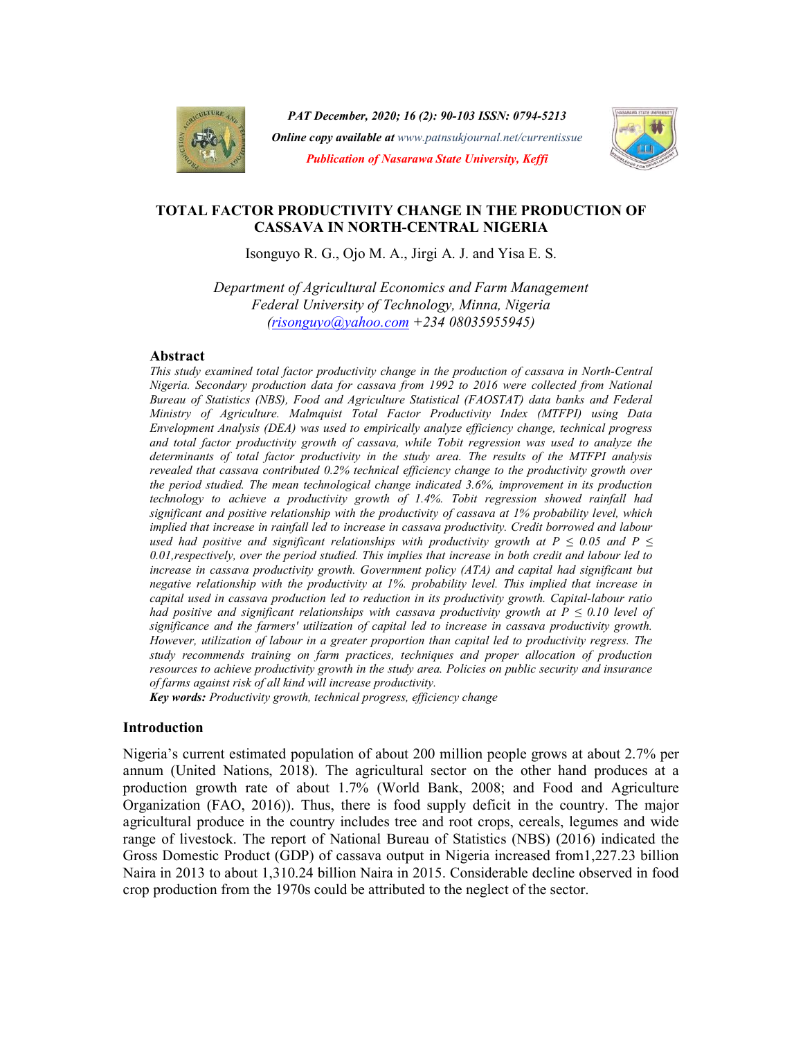# TOTAL FACTOR PRODUCTIVITY CHANGE IN THE PRODUCTION OF CASSAVA IN NORTH-CENTRAL NIGERIA

Isonguyo R. G., Ojo M. A., Jirgi A. J. and Yisa E. S.

*Department of Agricultural Economics and Farm Management*
*Federal University of Technology, Minna, Nigeria*
*(risonguyo@yahoo.com +234 08035955945)*

## Abstract

*This study examined total factor productivity change in the production of cassava in North-Central Nigeria. Secondary production data for cassava from 1992 to 2016 were collected from National Bureau of Statistics (NBS), Food and Agriculture Statistical (FAOSTAT) data banks and Federal Ministry of Agriculture. Malmquist Total Factor Productivity Index (MTFPI) using Data Envelopment Analysis (DEA) was used to empirically analyze efficiency change, technical progress and total factor productivity growth of cassava, while Tobit regression was used to analyze the determinants of total factor productivity in the study area. The results of the MTFPI analysis revealed that cassava contributed 0.2% technical efficiency change to the productivity growth over the period studied. The mean technological change indicated 3.6%, improvement in its production technology to achieve a productivity growth of 1.4%. Tobit regression showed rainfall had significant and positive relationship with the productivity of cassava at 1% probability level, which implied that increase in rainfall led to increase in cassava productivity. Credit borrowed and labour used had positive and significant relationships with productivity growth at $P \leq 0.05$ and $P \leq 0.01$,respectively, over the period studied. This implies that increase in both credit and labour led to increase in cassava productivity growth. Government policy (ATA) and capital had significant but negative relationship with the productivity at 1%. probability level. This implied that increase in capital used in cassava production led to reduction in its productivity growth. Capital-labour ratio had positive and significant relationships with cassava productivity growth at $P \leq 0.10$ level of significance and the farmers' utilization of capital led to increase in cassava productivity growth. However, utilization of labour in a greater proportion than capital led to productivity regress. The study recommends training on farm practices, techniques and proper allocation of production resources to achieve productivity growth in the study area. Policies on public security and insurance of farms against risk of all kind will increase productivity.*

***Key words:*** *Productivity growth, technical progress, efficiency change*

## Introduction

Nigeria's current estimated population of about 200 million people grows at about 2.7% per annum (United Nations, 2018). The agricultural sector on the other hand produces at a production growth rate of about 1.7% (World Bank, 2008; and Food and Agriculture Organization (FAO, 2016)). Thus, there is food supply deficit in the country. The major agricultural produce in the country includes tree and root crops, cereals, legumes and wide range of livestock. The report of National Bureau of Statistics (NBS) (2016) indicated the Gross Domestic Product (GDP) of cassava output in Nigeria increased from1,227.23 billion Naira in 2013 to about 1,310.24 billion Naira in 2015. Considerable decline observed in food crop production from the 1970s could be attributed to the neglect of the sector.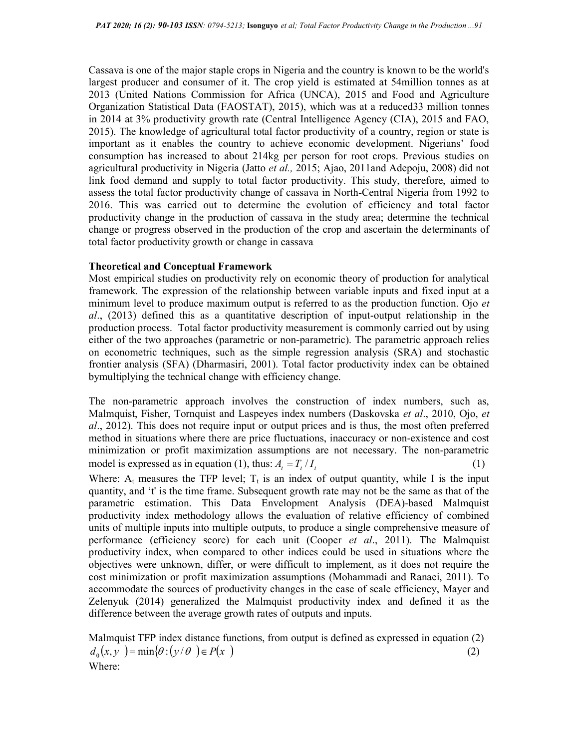Cassava is one of the major staple crops in Nigeria and the country is known to be the world's largest producer and consumer of it. The crop yield is estimated at 54million tonnes as at 2013 (United Nations Commission for Africa (UNCA), 2015 and Food and Agriculture Organization Statistical Data (FAOSTAT), 2015), which was at a reduced33 million tonnes in 2014 at 3% productivity growth rate (Central Intelligence Agency (CIA), 2015 and FAO, 2015). The knowledge of agricultural total factor productivity of a country, region or state is important as it enables the country to achieve economic development. Nigerians' food consumption has increased to about 214kg per person for root crops. Previous studies on agricultural productivity in Nigeria (Jatto *et al.,* 2015; Ajao, 2011and Adepoju, 2008) did not link food demand and supply to total factor productivity. This study, therefore, aimed to assess the total factor productivity change of cassava in North-Central Nigeria from 1992 to 2016. This was carried out to determine the evolution of efficiency and total factor productivity change in the production of cassava in the study area; determine the technical change or progress observed in the production of the crop and ascertain the determinants of total factor productivity growth or change in cassava

**Theoretical and Conceptual Framework**

Most empirical studies on productivity rely on economic theory of production for analytical framework. The expression of the relationship between variable inputs and fixed input at a minimum level to produce maximum output is referred to as the production function. Ojo *et al*., (2013) defined this as a quantitative description of input-output relationship in the production process. Total factor productivity measurement is commonly carried out by using either of the two approaches (parametric or non-parametric). The parametric approach relies on econometric techniques, such as the simple regression analysis (SRA) and stochastic frontier analysis (SFA) (Dharmasiri, 2001). Total factor productivity index can be obtained bymultiplying the technical change with efficiency change.

The non-parametric approach involves the construction of index numbers, such as, Malmquist, Fisher, Tornquist and Laspeyes index numbers (Daskovska *et al*., 2010, Ojo, *et al*., 2012). This does not require input or output prices and is thus, the most often preferred method in situations where there are price fluctuations, inaccuracy or non-existence and cost minimization or profit maximization assumptions are not necessary. The non-parametric model is expressed as in equation (1), thus: $A_t = T_t / I_t$ (1)

Where: $A_t$ measures the TFP level; $T_t$ is an index of output quantity, while I is the input quantity, and 't' is the time frame. Subsequent growth rate may not be the same as that of the parametric estimation. This Data Envelopment Analysis (DEA)-based Malmquist productivity index methodology allows the evaluation of relative efficiency of combined units of multiple inputs into multiple outputs, to produce a single comprehensive measure of performance (efficiency score) for each unit (Cooper *et al*., 2011). The Malmquist productivity index, when compared to other indices could be used in situations where the objectives were unknown, differ, or were difficult to implement, as it does not require the cost minimization or profit maximization assumptions (Mohammadi and Ranaei, 2011). To accommodate the sources of productivity changes in the case of scale efficiency, Mayer and Zelenyuk (2014) generalized the Malmquist productivity index and defined it as the difference between the average growth rates of outputs and inputs.

Malmquist TFP index distance functions, from output is defined as expressed in equation (2)

$$d_0(x, y) = \min\{\theta : (y/\theta) \in P(x)\} \quad (2)$$

Where: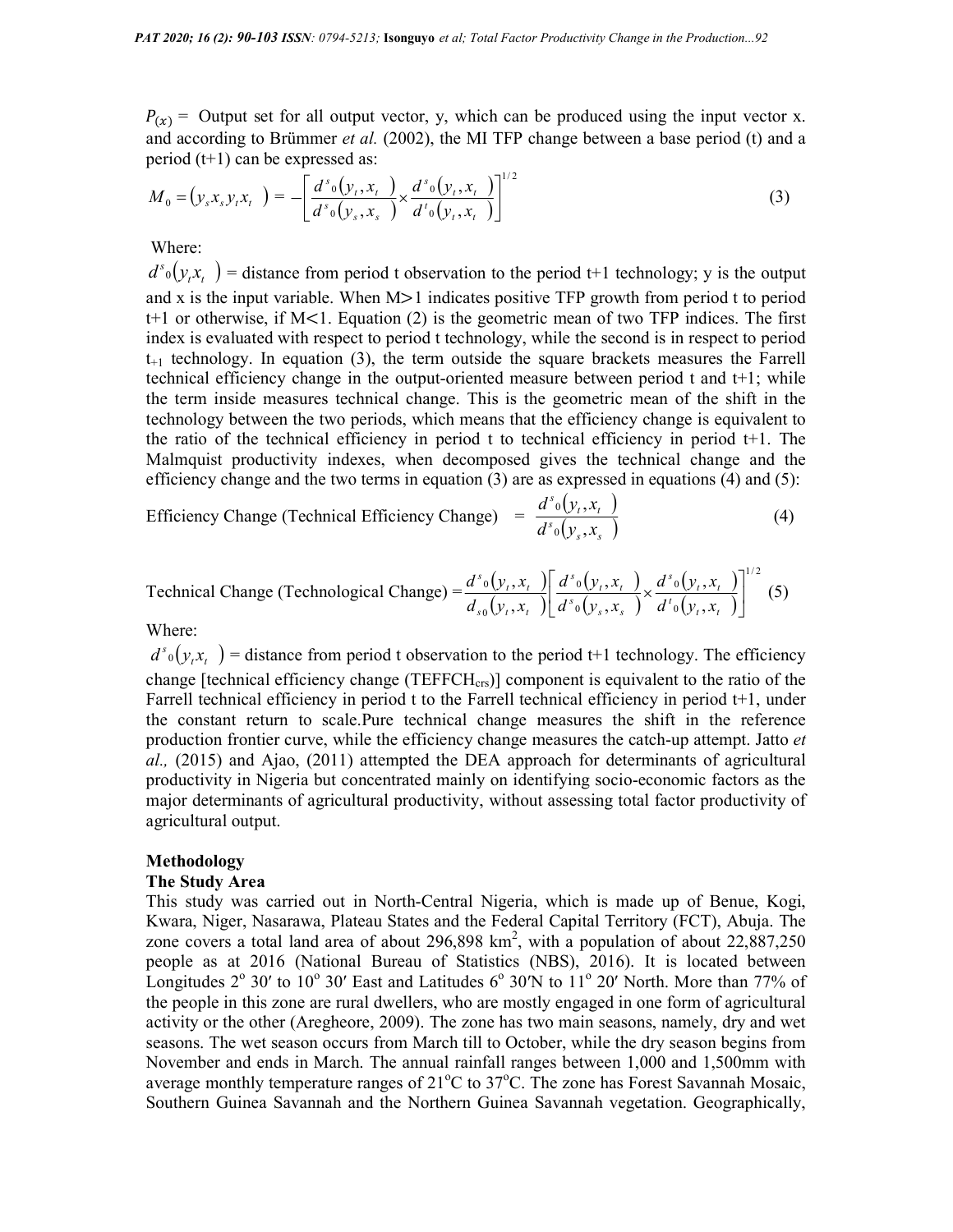$P_{(x)}$ = Output set for all output vector, y, which can be produced using the input vector x. and according to Brümmer *et al.* (2002), the MI TFP change between a base period (t) and a period (t+1) can be expressed as:

$$M_0 = (y_s x_s y_t x_t \quad) = -\left[\frac{d^s{}_0(y_t, x_t \quad)}{d^s{}_0(y_s, x_s \quad)} \times \frac{d^s{}_0(y_t, x_t \quad)}{d^t{}_0(y_t, x_t \quad)}\right]^{1/2} \tag{3}$$

Where:

$d^s{}_0(y_t x_t \quad)$ = distance from period t observation to the period t+1 technology; y is the output and x is the input variable. When M>1 indicates positive TFP growth from period t to period t+1 or otherwise, if M<1. Equation (2) is the geometric mean of two TFP indices. The first index is evaluated with respect to period t technology, while the second is in respect to period $t_{+1}$ technology. In equation (3), the term outside the square brackets measures the Farrell technical efficiency change in the output-oriented measure between period t and t+1; while the term inside measures technical change. This is the geometric mean of the shift in the technology between the two periods, which means that the efficiency change is equivalent to the ratio of the technical efficiency in period t to technical efficiency in period t+1. The Malmquist productivity indexes, when decomposed gives the technical change and the efficiency change and the two terms in equation (3) are as expressed in equations (4) and (5):

$$\text{Efficiency Change (Technical Efficiency Change)} \quad = \frac{d^s{}_0(y_t, x_t \quad)}{d^s{}_0(y_s, x_s \quad)} \tag{4}$$

$$\text{Technical Change (Technological Change)} = \frac{d^s{}_0(y_t, x_t \quad)}{d_{s0}(y_t, x_t \quad)}\left[\frac{d^s{}_0(y_t, x_t \quad)}{d^s{}_0(y_s, x_s \quad)} \times \frac{d^s{}_0(y_t, x_t \quad)}{d^t{}_0(y_t, x_t \quad)}\right]^{1/2} \tag{5}$$

Where:

$d^s{}_0(y_t x_t \quad)$ = distance from period t observation to the period t+1 technology. The efficiency change [technical efficiency change ($TEFFCH_{crs}$)] component is equivalent to the ratio of the Farrell technical efficiency in period t to the Farrell technical efficiency in period t+1, under the constant return to scale.Pure technical change measures the shift in the reference production frontier curve, while the efficiency change measures the catch-up attempt. Jatto *et al.,* (2015) and Ajao, (2011) attempted the DEA approach for determinants of agricultural productivity in Nigeria but concentrated mainly on identifying socio-economic factors as the major determinants of agricultural productivity, without assessing total factor productivity of agricultural output.

## Methodology

### The Study Area

This study was carried out in North-Central Nigeria, which is made up of Benue, Kogi, Kwara, Niger, Nasarawa, Plateau States and the Federal Capital Territory (FCT), Abuja. The zone covers a total land area of about 296,898 km$^2$, with a population of about 22,887,250 people as at 2016 (National Bureau of Statistics (NBS), 2016). It is located between Longitudes 2$^o$ 30′ to 10$^o$ 30′ East and Latitudes 6$^o$ 30′N to 11$^o$ 20′ North. More than 77% of the people in this zone are rural dwellers, who are mostly engaged in one form of agricultural activity or the other (Aregheore, 2009). The zone has two main seasons, namely, dry and wet seasons. The wet season occurs from March till to October, while the dry season begins from November and ends in March. The annual rainfall ranges between 1,000 and 1,500mm with average monthly temperature ranges of 21$^o$C to 37$^o$C. The zone has Forest Savannah Mosaic, Southern Guinea Savannah and the Northern Guinea Savannah vegetation. Geographically,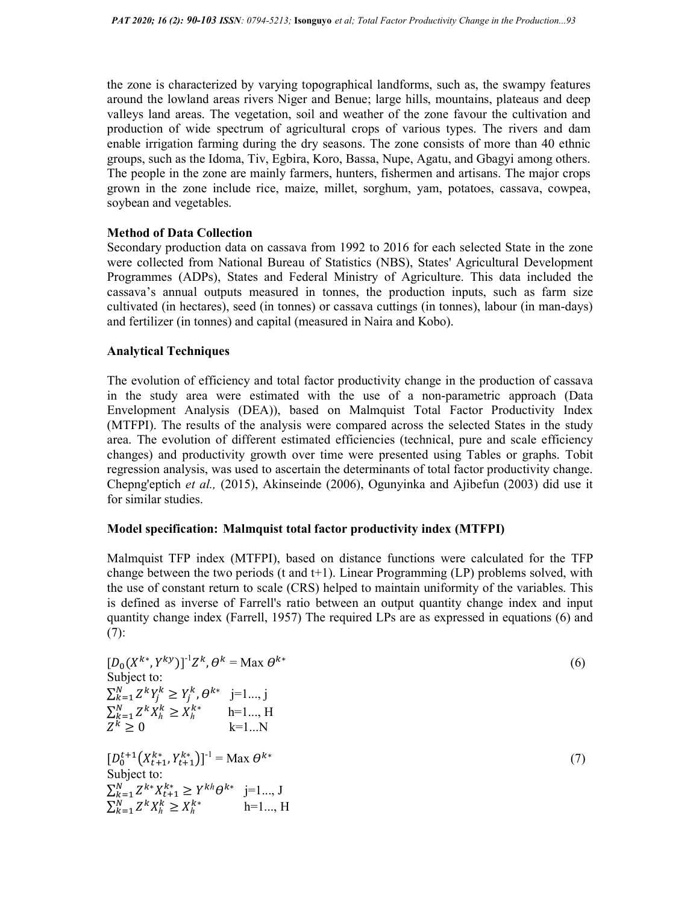the zone is characterized by varying topographical landforms, such as, the swampy features around the lowland areas rivers Niger and Benue; large hills, mountains, plateaus and deep valleys land areas. The vegetation, soil and weather of the zone favour the cultivation and production of wide spectrum of agricultural crops of various types. The rivers and dam enable irrigation farming during the dry seasons. The zone consists of more than 40 ethnic groups, such as the Idoma, Tiv, Egbira, Koro, Bassa, Nupe, Agatu, and Gbagyi among others. The people in the zone are mainly farmers, hunters, fishermen and artisans. The major crops grown in the zone include rice, maize, millet, sorghum, yam, potatoes, cassava, cowpea, soybean and vegetables.

**Method of Data Collection**

Secondary production data on cassava from 1992 to 2016 for each selected State in the zone were collected from National Bureau of Statistics (NBS), States' Agricultural Development Programmes (ADPs), States and Federal Ministry of Agriculture. This data included the cassava's annual outputs measured in tonnes, the production inputs, such as farm size cultivated (in hectares), seed (in tonnes) or cassava cuttings (in tonnes), labour (in man-days) and fertilizer (in tonnes) and capital (measured in Naira and Kobo).

**Analytical Techniques**

The evolution of efficiency and total factor productivity change in the production of cassava in the study area were estimated with the use of a non-parametric approach (Data Envelopment Analysis (DEA)), based on Malmquist Total Factor Productivity Index (MTFPI). The results of the analysis were compared across the selected States in the study area. The evolution of different estimated efficiencies (technical, pure and scale efficiency changes) and productivity growth over time were presented using Tables or graphs. Tobit regression analysis, was used to ascertain the determinants of total factor productivity change. Chepng'eptich *et al.,* (2015), Akinseinde (2006), Ogunyinka and Ajibefun (2003) did use it for similar studies.

**Model specification: Malmquist total factor productivity index (MTFPI)**

Malmquist TFP index (MTFPI), based on distance functions were calculated for the TFP change between the two periods (t and t+1). Linear Programming (LP) problems solved, with the use of constant return to scale (CRS) helped to maintain uniformity of the variables. This is defined as inverse of Farrell's ratio between an output quantity change index and input quantity change index (Farrell, 1957) The required LPs are as expressed in equations (6) and (7):

$$[D_0(X^{k*}, Y^{ky})]^{-1} Z^k, \theta^k = \text{Max } \theta^{k*} \tag{6}$$

Subject to:

$\sum_{k=1}^{N} Z^k Y_j^k \geq Y_j^k, \theta^{k*}$ j=1..., j

$\sum_{k=1}^{N} Z^k X_h^k \geq X_h^{k*}$ h=1..., H

$Z^k \geq 0$ k=1...N

$$[D_0^{t+1}(X_{t+1}^{k*}, Y_{t+1}^{k*})]^{-1} = \text{Max } \theta^{k*} \tag{7}$$

Subject to:

$\sum_{k=1}^{N} Z^{k*} X_{t+1}^{k*} \geq Y^{kh} \theta^{k*}$ j=1..., J

$\sum_{k=1}^{N} Z^k X_h^k \geq X_h^{k*}$ h=1..., H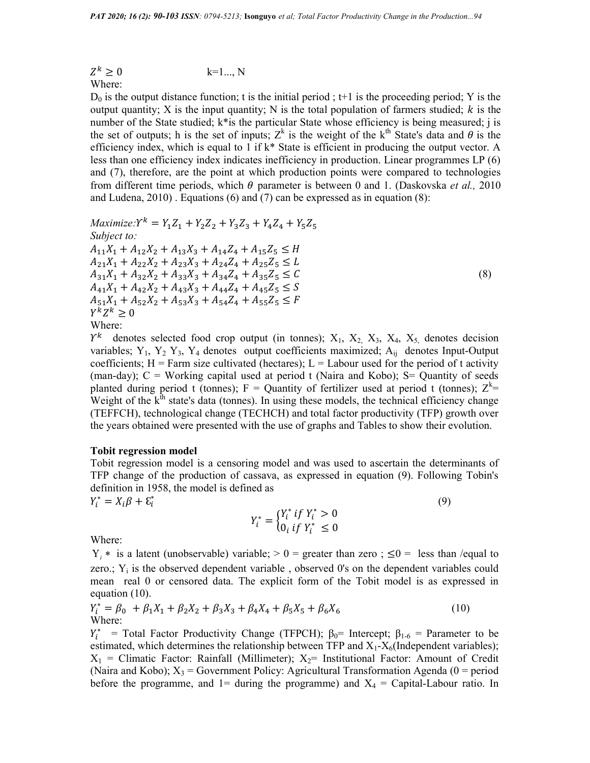$Z^k \geq 0$ k=1..., N

Where:

$D_0$ is the output distance function; t is the initial period ; t+1 is the proceeding period; Y is the output quantity; X is the input quantity; N is the total population of farmers studied; $k$ is the number of the State studied; k*is the particular State whose efficiency is being measured; j is the set of outputs; h is the set of inputs; $Z^k$ is the weight of the k[th] State's data and $\theta$ is the efficiency index, which is equal to 1 if k* State is efficient in producing the output vector. A less than one efficiency index indicates inefficiency in production. Linear programmes LP (6) and (7), therefore, are the point at which production points were compared to technologies from different time periods, which $\theta$ parameter is between 0 and 1. (Daskovska *et al.,* 2010 and Ludena, 2010) . Equations (6) and (7) can be expressed as in equation (8):

$$\begin{aligned}
&\textit{Maximize:} \Upsilon^k = Y_1Z_1 + Y_2Z_2 + Y_3Z_3 + Y_4Z_4 + Y_5Z_5 \\
&\textit{Subject to:} \\
&A_{11}X_1 + A_{12}X_2 + A_{13}X_3 + A_{14}Z_4 + A_{15}Z_5 \leq H \\
&A_{21}X_1 + A_{22}X_2 + A_{23}X_3 + A_{24}Z_4 + A_{25}Z_5 \leq L \\
&A_{31}X_1 + A_{32}X_2 + A_{33}X_3 + A_{34}Z_4 + A_{35}Z_5 \leq C \\
&A_{41}X_1 + A_{42}X_2 + A_{43}X_3 + A_{44}Z_4 + A_{45}Z_5 \leq S \\
&A_{51}X_1 + A_{52}X_2 + A_{53}X_3 + A_{54}Z_4 + A_{55}Z_5 \leq F \\
&Y^kZ^k \geq 0
\end{aligned} \tag{8}$$

Where:

$\Upsilon^k$ denotes selected food crop output (in tonnes); $X_1$, $X_2$, $X_3$, $X_4$, $X_5$, denotes decision variables; $Y_1$, $Y_2$ $Y_3$, $Y_4$ denotes output coefficients maximized; $A_{ij}$ denotes Input-Output coefficients; H = Farm size cultivated (hectares); L = Labour used for the period of t activity (man-day); C = Working capital used at period t (Naira and Kobo); S= Quantity of seeds planted during period t (tonnes); F = Quantity of fertilizer used at period t (tonnes); $Z^k$= Weight of the k[th] state's data (tonnes). In using these models, the technical efficiency change (TEFFCH), technological change (TECHCH) and total factor productivity (TFP) growth over the years obtained were presented with the use of graphs and Tables to show their evolution.

**Tobit regression model**

Tobit regression model is a censoring model and was used to ascertain the determinants of TFP change of the production of cassava, as expressed in equation (9). Following Tobin's definition in 1958, the model is defined as

$$Y_i^* = X_i\beta + \mathcal{E}_i^* \tag{9}$$

$$Y_i^* = \begin{cases} Y_i^* \; if \; Y_i^* > 0 \\ 0_i \; if \; Y_i^* \leq 0 \end{cases}$$

Where:

$Y_i*$ is a latent (unobservable) variable; > 0 = greater than zero ; ≤0 = less than /equal to zero.; $Y_i$ is the observed dependent variable , observed 0's on the dependent variables could mean real 0 or censored data. The explicit form of the Tobit model is as expressed in equation (10).

$$Y_i^* = \beta_0 + \beta_1X_1 + \beta_2X_2 + \beta_3X_3 + \beta_4X_4 + \beta_5X_5 + \beta_6X_6 \tag{10}$$

Where:

$Y_i^*$ = Total Factor Productivity Change (TFPCH); $\beta_0$= Intercept; $\beta_{1-6}$ = Parameter to be estimated, which determines the relationship between TFP and $X_1$-$X_6$(Independent variables); $X_1$ = Climatic Factor: Rainfall (Millimeter); $X_2$= Institutional Factor: Amount of Credit (Naira and Kobo); $X_3$ = Government Policy: Agricultural Transformation Agenda (0 = period before the programme, and 1= during the programme) and $X_4$ = Capital-Labour ratio. In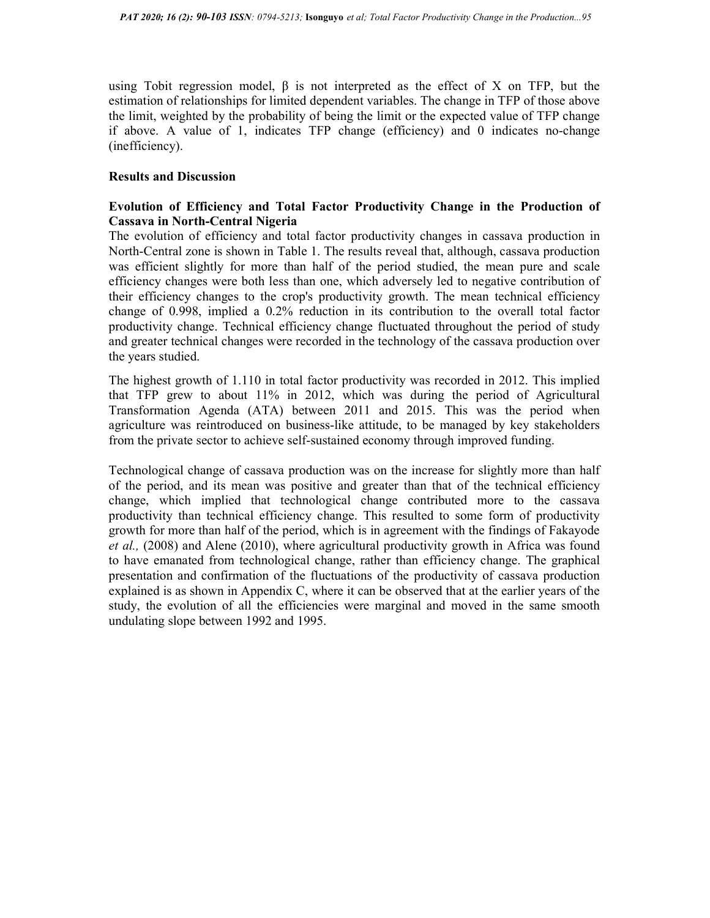using Tobit regression model, β is not interpreted as the effect of X on TFP, but the estimation of relationships for limited dependent variables. The change in TFP of those above the limit, weighted by the probability of being the limit or the expected value of TFP change if above. A value of 1, indicates TFP change (efficiency) and 0 indicates no-change (inefficiency).

## Results and Discussion

### Evolution of Efficiency and Total Factor Productivity Change in the Production of Cassava in North-Central Nigeria

The evolution of efficiency and total factor productivity changes in cassava production in North-Central zone is shown in Table 1. The results reveal that, although, cassava production was efficient slightly for more than half of the period studied, the mean pure and scale efficiency changes were both less than one, which adversely led to negative contribution of their efficiency changes to the crop's productivity growth. The mean technical efficiency change of 0.998, implied a 0.2% reduction in its contribution to the overall total factor productivity change. Technical efficiency change fluctuated throughout the period of study and greater technical changes were recorded in the technology of the cassava production over the years studied.

The highest growth of 1.110 in total factor productivity was recorded in 2012. This implied that TFP grew to about 11% in 2012, which was during the period of Agricultural Transformation Agenda (ATA) between 2011 and 2015. This was the period when agriculture was reintroduced on business-like attitude, to be managed by key stakeholders from the private sector to achieve self-sustained economy through improved funding.

Technological change of cassava production was on the increase for slightly more than half of the period, and its mean was positive and greater than that of the technical efficiency change, which implied that technological change contributed more to the cassava productivity than technical efficiency change. This resulted to some form of productivity growth for more than half of the period, which is in agreement with the findings of Fakayode *et al.,* (2008) and Alene (2010), where agricultural productivity growth in Africa was found to have emanated from technological change, rather than efficiency change. The graphical presentation and confirmation of the fluctuations of the productivity of cassava production explained is as shown in Appendix C, where it can be observed that at the earlier years of the study, the evolution of all the efficiencies were marginal and moved in the same smooth undulating slope between 1992 and 1995.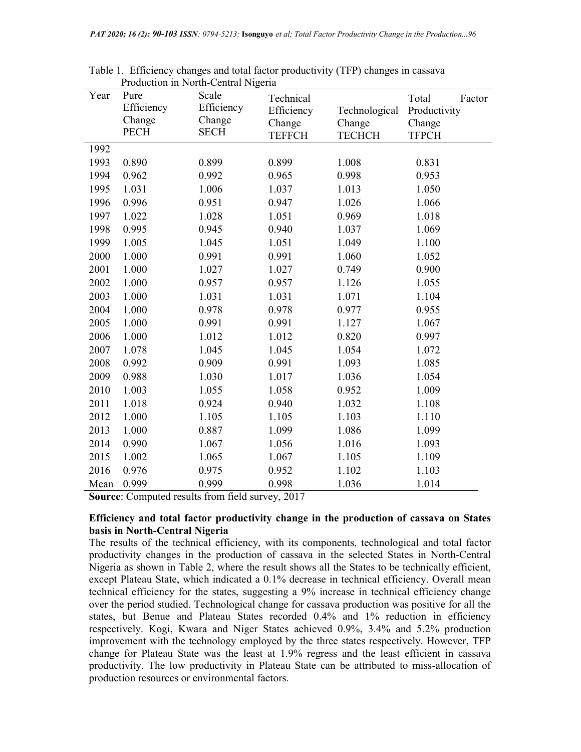Table 1. Efficiency changes and total factor productivity (TFP) changes in cassava Production in North-Central Nigeria

| Year | Pure Efficiency Change PECH | Scale Efficiency Change SECH | Technical Efficiency Change TEFFCH | Technological Change TECHCH | Total Factor Productivity Change TFPCH |
|---|---|---|---|---|---|
| 1992 | | | | | |
| 1993 | 0.890 | 0.899 | 0.899 | 1.008 | 0.831 |
| 1994 | 0.962 | 0.992 | 0.965 | 0.998 | 0.953 |
| 1995 | 1.031 | 1.006 | 1.037 | 1.013 | 1.050 |
| 1996 | 0.996 | 0.951 | 0.947 | 1.026 | 1.066 |
| 1997 | 1.022 | 1.028 | 1.051 | 0.969 | 1.018 |
| 1998 | 0.995 | 0.945 | 0.940 | 1.037 | 1.069 |
| 1999 | 1.005 | 1.045 | 1.051 | 1.049 | 1.100 |
| 2000 | 1.000 | 0.991 | 0.991 | 1.060 | 1.052 |
| 2001 | 1.000 | 1.027 | 1.027 | 0.749 | 0.900 |
| 2002 | 1.000 | 0.957 | 0.957 | 1.126 | 1.055 |
| 2003 | 1.000 | 1.031 | 1.031 | 1.071 | 1.104 |
| 2004 | 1.000 | 0.978 | 0.978 | 0.977 | 0.955 |
| 2005 | 1.000 | 0.991 | 0.991 | 1.127 | 1.067 |
| 2006 | 1.000 | 1.012 | 1.012 | 0.820 | 0.997 |
| 2007 | 1.078 | 1.045 | 1.045 | 1.054 | 1.072 |
| 2008 | 0.992 | 0.909 | 0.991 | 1.093 | 1.085 |
| 2009 | 0.988 | 1.030 | 1.017 | 1.036 | 1.054 |
| 2010 | 1.003 | 1.055 | 1.058 | 0.952 | 1.009 |
| 2011 | 1.018 | 0.924 | 0.940 | 1.032 | 1.108 |
| 2012 | 1.000 | 1.105 | 1.105 | 1.103 | 1.110 |
| 2013 | 1.000 | 0.887 | 1.099 | 1.086 | 1.099 |
| 2014 | 0.990 | 1.067 | 1.056 | 1.016 | 1.093 |
| 2015 | 1.002 | 1.065 | 1.067 | 1.105 | 1.109 |
| 2016 | 0.976 | 0.975 | 0.952 | 1.102 | 1.103 |
| Mean | 0.999 | 0.999 | 0.998 | 1.036 | 1.014 |

**Source**: Computed results from field survey, 2017

**Efficiency and total factor productivity change in the production of cassava on States basis in North-Central Nigeria**

The results of the technical efficiency, with its components, technological and total factor productivity changes in the production of cassava in the selected States in North-Central Nigeria as shown in Table 2, where the result shows all the States to be technically efficient, except Plateau State, which indicated a 0.1% decrease in technical efficiency. Overall mean technical efficiency for the states, suggesting a 9% increase in technical efficiency change over the period studied. Technological change for cassava production was positive for all the states, but Benue and Plateau States recorded 0.4% and 1% reduction in efficiency respectively. Kogi, Kwara and Niger States achieved 0.9%, 3.4% and 5.2% production improvement with the technology employed by the three states respectively. However, TFP change for Plateau State was the least at 1.9% regress and the least efficient in cassava productivity. The low productivity in Plateau State can be attributed to miss-allocation of production resources or environmental factors.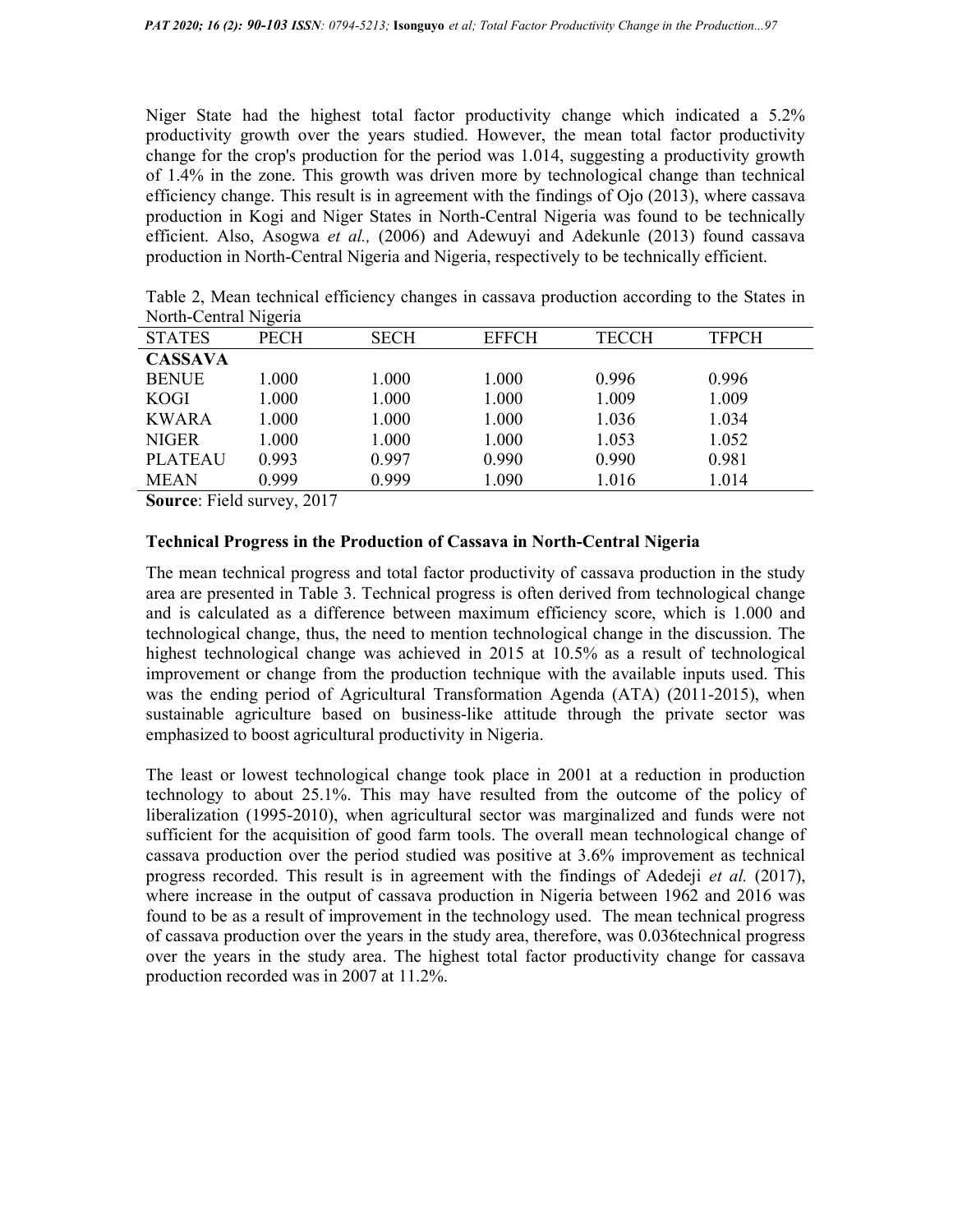Niger State had the highest total factor productivity change which indicated a 5.2% productivity growth over the years studied. However, the mean total factor productivity change for the crop's production for the period was 1.014, suggesting a productivity growth of 1.4% in the zone. This growth was driven more by technological change than technical efficiency change. This result is in agreement with the findings of Ojo (2013), where cassava production in Kogi and Niger States in North-Central Nigeria was found to be technically efficient. Also, Asogwa *et al.,* (2006) and Adewuyi and Adekunle (2013) found cassava production in North-Central Nigeria and Nigeria, respectively to be technically efficient.

Table 2, Mean technical efficiency changes in cassava production according to the States in North-Central Nigeria

| STATES | PECH | SECH | EFFCH | TECCH | TFPCH |
|---|---|---|---|---|---|
| **CASSAVA** | | | | | |
| BENUE | 1.000 | 1.000 | 1.000 | 0.996 | 0.996 |
| KOGI | 1.000 | 1.000 | 1.000 | 1.009 | 1.009 |
| KWARA | 1.000 | 1.000 | 1.000 | 1.036 | 1.034 |
| NIGER | 1.000 | 1.000 | 1.000 | 1.053 | 1.052 |
| PLATEAU | 0.993 | 0.997 | 0.990 | 0.990 | 0.981 |
| MEAN | 0.999 | 0.999 | 1.090 | 1.016 | 1.014 |

**Source**: Field survey, 2017

### Technical Progress in the Production of Cassava in North-Central Nigeria

The mean technical progress and total factor productivity of cassava production in the study area are presented in Table 3. Technical progress is often derived from technological change and is calculated as a difference between maximum efficiency score, which is 1.000 and technological change, thus, the need to mention technological change in the discussion. The highest technological change was achieved in 2015 at 10.5% as a result of technological improvement or change from the production technique with the available inputs used. This was the ending period of Agricultural Transformation Agenda (ATA) (2011-2015), when sustainable agriculture based on business-like attitude through the private sector was emphasized to boost agricultural productivity in Nigeria.

The least or lowest technological change took place in 2001 at a reduction in production technology to about 25.1%. This may have resulted from the outcome of the policy of liberalization (1995-2010), when agricultural sector was marginalized and funds were not sufficient for the acquisition of good farm tools. The overall mean technological change of cassava production over the period studied was positive at 3.6% improvement as technical progress recorded. This result is in agreement with the findings of Adedeji *et al.* (2017), where increase in the output of cassava production in Nigeria between 1962 and 2016 was found to be as a result of improvement in the technology used. The mean technical progress of cassava production over the years in the study area, therefore, was 0.036technical progress over the years in the study area. The highest total factor productivity change for cassava production recorded was in 2007 at 11.2%.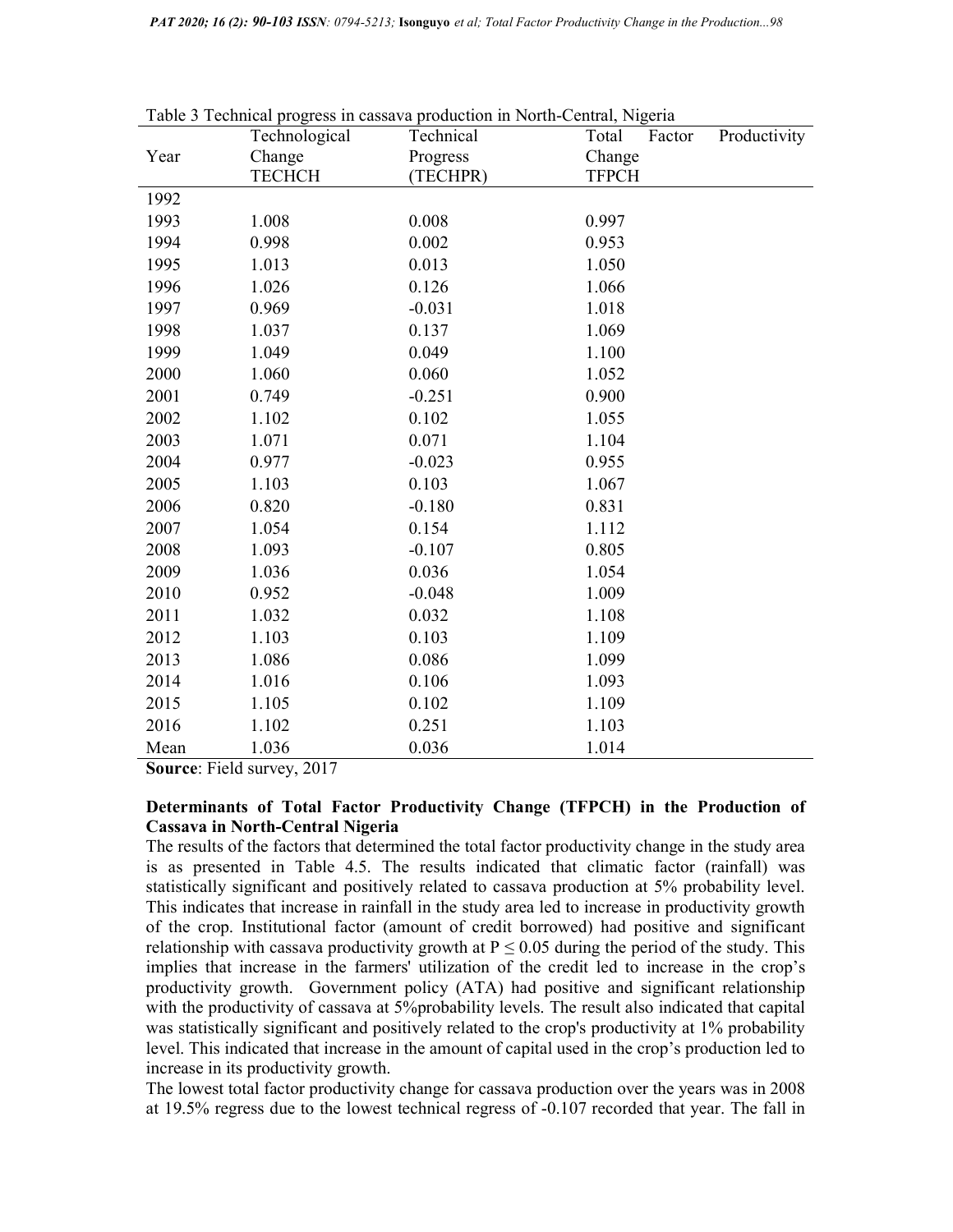Table 3 Technical progress in cassava production in North-Central, Nigeria

| Year | Technological Change TECHCH | Technical Progress (TECHPR) | Total Factor Productivity Change TFPCH |
|---|---|---|---|
| 1992 | | | |
| 1993 | 1.008 | 0.008 | 0.997 |
| 1994 | 0.998 | 0.002 | 0.953 |
| 1995 | 1.013 | 0.013 | 1.050 |
| 1996 | 1.026 | 0.126 | 1.066 |
| 1997 | 0.969 | -0.031 | 1.018 |
| 1998 | 1.037 | 0.137 | 1.069 |
| 1999 | 1.049 | 0.049 | 1.100 |
| 2000 | 1.060 | 0.060 | 1.052 |
| 2001 | 0.749 | -0.251 | 0.900 |
| 2002 | 1.102 | 0.102 | 1.055 |
| 2003 | 1.071 | 0.071 | 1.104 |
| 2004 | 0.977 | -0.023 | 0.955 |
| 2005 | 1.103 | 0.103 | 1.067 |
| 2006 | 0.820 | -0.180 | 0.831 |
| 2007 | 1.054 | 0.154 | 1.112 |
| 2008 | 1.093 | -0.107 | 0.805 |
| 2009 | 1.036 | 0.036 | 1.054 |
| 2010 | 0.952 | -0.048 | 1.009 |
| 2011 | 1.032 | 0.032 | 1.108 |
| 2012 | 1.103 | 0.103 | 1.109 |
| 2013 | 1.086 | 0.086 | 1.099 |
| 2014 | 1.016 | 0.106 | 1.093 |
| 2015 | 1.105 | 0.102 | 1.109 |
| 2016 | 1.102 | 0.251 | 1.103 |
| Mean | 1.036 | 0.036 | 1.014 |

**Source**: Field survey, 2017

**Determinants of Total Factor Productivity Change (TFPCH) in the Production of Cassava in North-Central Nigeria**

The results of the factors that determined the total factor productivity change in the study area is as presented in Table 4.5. The results indicated that climatic factor (rainfall) was statistically significant and positively related to cassava production at 5% probability level. This indicates that increase in rainfall in the study area led to increase in productivity growth of the crop. Institutional factor (amount of credit borrowed) had positive and significant relationship with cassava productivity growth at $P \leq 0.05$ during the period of the study. This implies that increase in the farmers' utilization of the credit led to increase in the crop's productivity growth. Government policy (ATA) had positive and significant relationship with the productivity of cassava at 5%probability levels. The result also indicated that capital was statistically significant and positively related to the crop's productivity at 1% probability level. This indicated that increase in the amount of capital used in the crop's production led to increase in its productivity growth.

The lowest total factor productivity change for cassava production over the years was in 2008 at 19.5% regress due to the lowest technical regress of -0.107 recorded that year. The fall in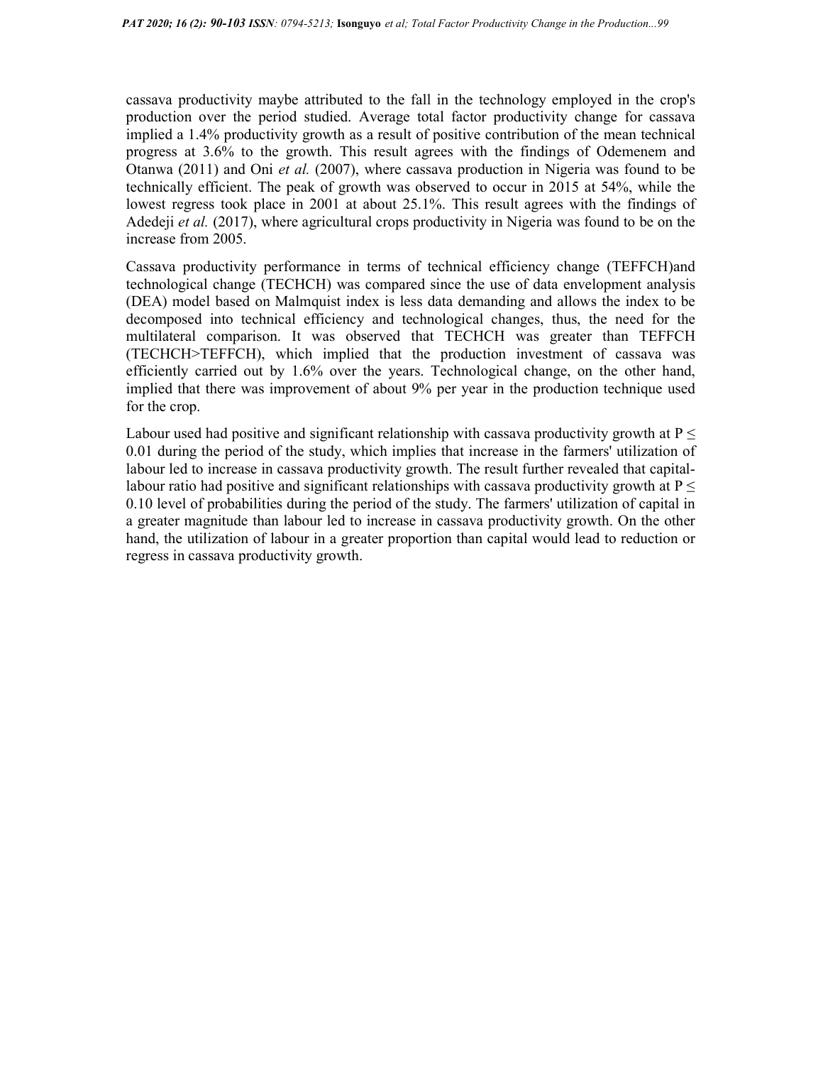cassava productivity maybe attributed to the fall in the technology employed in the crop's production over the period studied. Average total factor productivity change for cassava implied a 1.4% productivity growth as a result of positive contribution of the mean technical progress at 3.6% to the growth. This result agrees with the findings of Odemenem and Otanwa (2011) and Oni *et al.* (2007), where cassava production in Nigeria was found to be technically efficient. The peak of growth was observed to occur in 2015 at 54%, while the lowest regress took place in 2001 at about 25.1%. This result agrees with the findings of Adedeji *et al.* (2017), where agricultural crops productivity in Nigeria was found to be on the increase from 2005.

Cassava productivity performance in terms of technical efficiency change (TEFFCH)and technological change (TECHCH) was compared since the use of data envelopment analysis (DEA) model based on Malmquist index is less data demanding and allows the index to be decomposed into technical efficiency and technological changes, thus, the need for the multilateral comparison. It was observed that TECHCH was greater than TEFFCH (TECHCH>TEFFCH), which implied that the production investment of cassava was efficiently carried out by 1.6% over the years. Technological change, on the other hand, implied that there was improvement of about 9% per year in the production technique used for the crop.

Labour used had positive and significant relationship with cassava productivity growth at $P \leq 0.01$ during the period of the study, which implies that increase in the farmers' utilization of labour led to increase in cassava productivity growth. The result further revealed that capital-labour ratio had positive and significant relationships with cassava productivity growth at $P \leq 0.10$ level of probabilities during the period of the study. The farmers' utilization of capital in a greater magnitude than labour led to increase in cassava productivity growth. On the other hand, the utilization of labour in a greater proportion than capital would lead to reduction or regress in cassava productivity growth.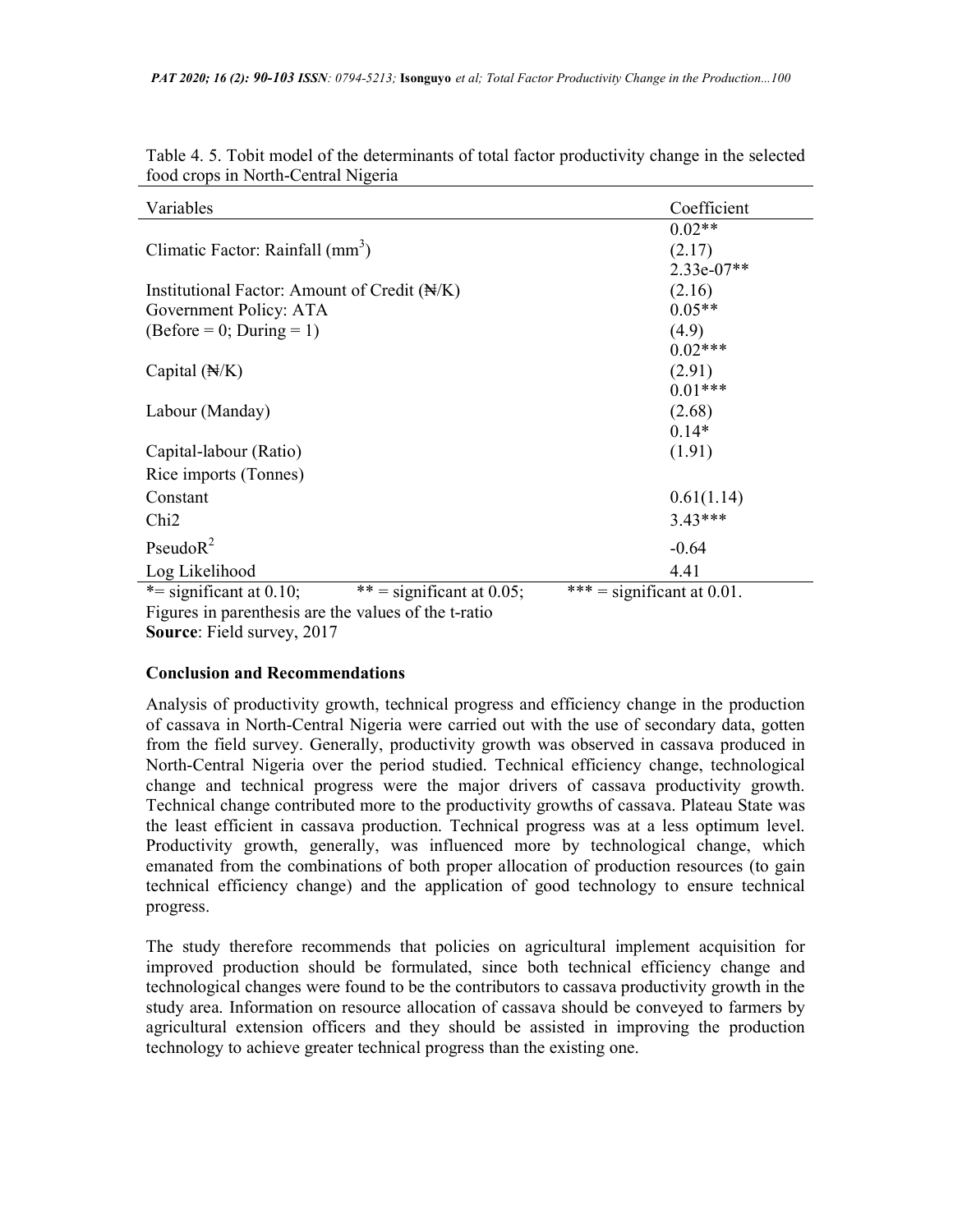Table 4. 5. Tobit model of the determinants of total factor productivity change in the selected food crops in North-Central Nigeria

| Variables | Coefficient |
|---|---|
| Climatic Factor: Rainfall ($mm^3$) | 0.02** (2.17) |
| Institutional Factor: Amount of Credit (₦/K) | 2.33e-07** (2.16) |
| Government Policy: ATA (Before = 0; During = 1) | 0.05** (4.9) |
| Capital (₦/K) | 0.02*** (2.91) |
| Labour (Manday) | 0.01*** (2.68) |
| Capital-labour (Ratio) | 0.14* (1.91) |
| Rice imports (Tonnes) | |
| Constant | 0.61(1.14) |
| Chi2 | 3.43*** |
| Pseudo$R^2$ | -0.64 |
| Log Likelihood | 4.41 |

*= significant at 0.10; ** = significant at 0.05; *** = significant at 0.01.
Figures in parenthesis are the values of the t-ratio
**Source**: Field survey, 2017

## Conclusion and Recommendations

Analysis of productivity growth, technical progress and efficiency change in the production of cassava in North-Central Nigeria were carried out with the use of secondary data, gotten from the field survey. Generally, productivity growth was observed in cassava produced in North-Central Nigeria over the period studied. Technical efficiency change, technological change and technical progress were the major drivers of cassava productivity growth. Technical change contributed more to the productivity growths of cassava. Plateau State was the least efficient in cassava production. Technical progress was at a less optimum level. Productivity growth, generally, was influenced more by technological change, which emanated from the combinations of both proper allocation of production resources (to gain technical efficiency change) and the application of good technology to ensure technical progress.

The study therefore recommends that policies on agricultural implement acquisition for improved production should be formulated, since both technical efficiency change and technological changes were found to be the contributors to cassava productivity growth in the study area. Information on resource allocation of cassava should be conveyed to farmers by agricultural extension officers and they should be assisted in improving the production technology to achieve greater technical progress than the existing one.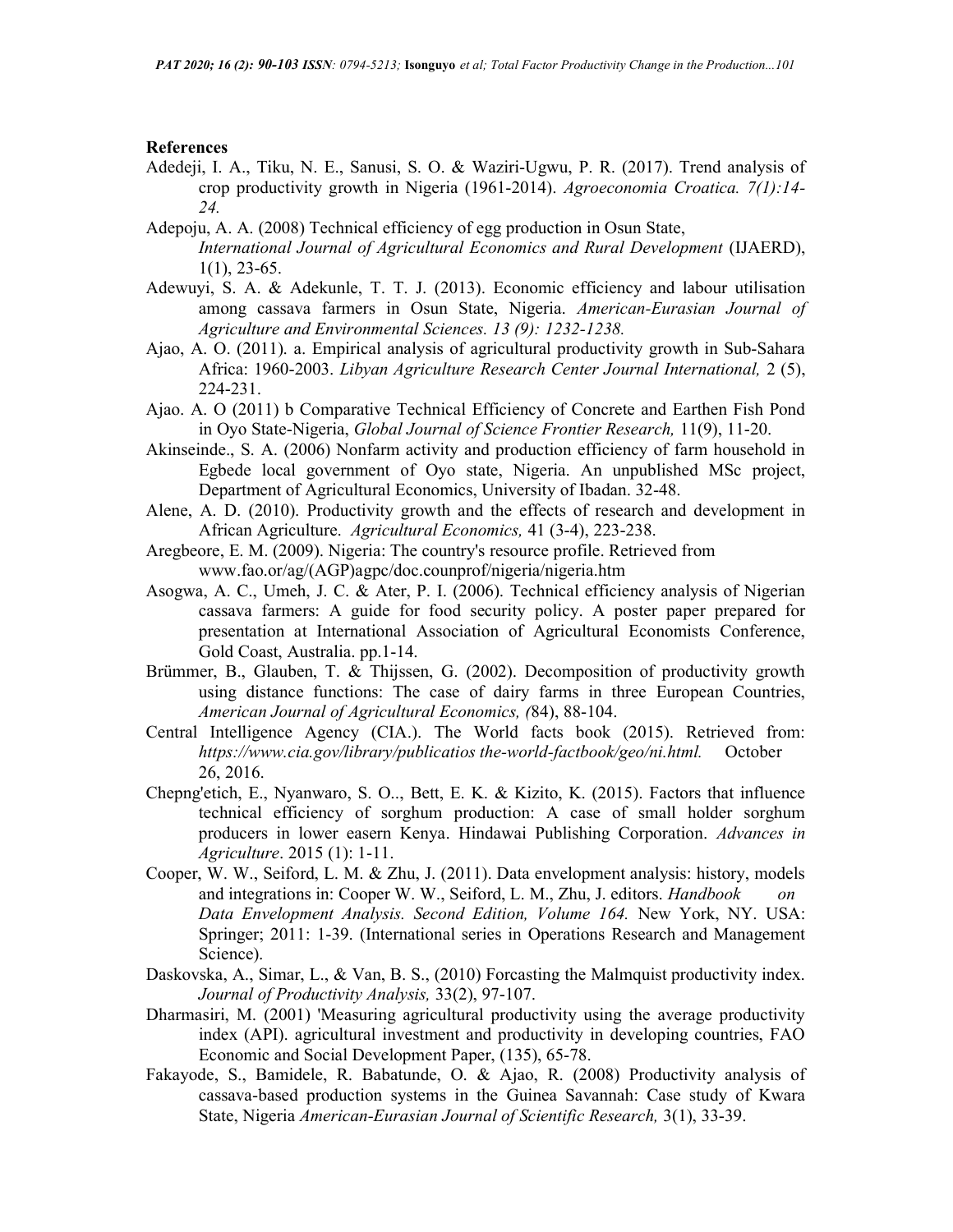## References

Adedeji, I. A., Tiku, N. E., Sanusi, S. O. & Waziri-Ugwu, P. R. (2017). Trend analysis of crop productivity growth in Nigeria (1961-2014). *Agroeconomia Croatica. 7(1):14-24.*

Adepoju, A. A. (2008) Technical efficiency of egg production in Osun State, *International Journal of Agricultural Economics and Rural Development* (IJAERD), 1(1), 23-65.

Adewuyi, S. A. & Adekunle, T. T. J. (2013). Economic efficiency and labour utilisation among cassava farmers in Osun State, Nigeria. *American-Eurasian Journal of Agriculture and Environmental Sciences. 13 (9): 1232-1238.*

Ajao, A. O. (2011). a. Empirical analysis of agricultural productivity growth in Sub-Sahara Africa: 1960-2003. *Libyan Agriculture Research Center Journal International,* 2 (5), 224-231.

Ajao. A. O (2011) b Comparative Technical Efficiency of Concrete and Earthen Fish Pond in Oyo State-Nigeria, *Global Journal of Science Frontier Research,* 11(9), 11-20.

Akinseinde., S. A. (2006) Nonfarm activity and production efficiency of farm household in Egbede local government of Oyo state, Nigeria. An unpublished MSc project, Department of Agricultural Economics, University of Ibadan. 32-48.

Alene, A. D. (2010). Productivity growth and the effects of research and development in African Agriculture. *Agricultural Economics,* 41 (3-4), 223-238.

Aregbeore, E. M. (2009). Nigeria: The country's resource profile. Retrieved from www.fao.or/ag/(AGP)agpc/doc.counprof/nigeria/nigeria.htm

Asogwa, A. C., Umeh, J. C. & Ater, P. I. (2006). Technical efficiency analysis of Nigerian cassava farmers: A guide for food security policy. A poster paper prepared for presentation at International Association of Agricultural Economists Conference, Gold Coast, Australia. pp.1-14.

Brümmer, B., Glauben, T. & Thijssen, G. (2002). Decomposition of productivity growth using distance functions: The case of dairy farms in three European Countries, *American Journal of Agricultural Economics, (*84), 88-104.

Central Intelligence Agency (CIA.). The World facts book (2015). Retrieved from: *https://www.cia.gov/library/publicatios the-world-factbook/geo/ni.html.* October 26, 2016.

Chepng'etich, E., Nyanwaro, S. O.., Bett, E. K. & Kizito, K. (2015). Factors that influence technical efficiency of sorghum production: A case of small holder sorghum producers in lower easern Kenya. Hindawai Publishing Corporation. *Advances in Agriculture*. 2015 (1): 1-11.

Cooper, W. W., Seiford, L. M. & Zhu, J. (2011). Data envelopment analysis: history, models and integrations in: Cooper W. W., Seiford, L. M., Zhu, J. editors. *Handbook on Data Envelopment Analysis. Second Edition, Volume 164.* New York, NY. USA: Springer; 2011: 1-39. (International series in Operations Research and Management Science).

Daskovska, A., Simar, L., & Van, B. S., (2010) Forcasting the Malmquist productivity index. *Journal of Productivity Analysis,* 33(2), 97-107.

Dharmasiri, M. (2001) 'Measuring agricultural productivity using the average productivity index (API). agricultural investment and productivity in developing countries, FAO Economic and Social Development Paper, (135), 65-78.

Fakayode, S., Bamidele, R. Babatunde, O. & Ajao, R. (2008) Productivity analysis of cassava-based production systems in the Guinea Savannah: Case study of Kwara State, Nigeria *American-Eurasian Journal of Scientific Research,* 3(1), 33-39.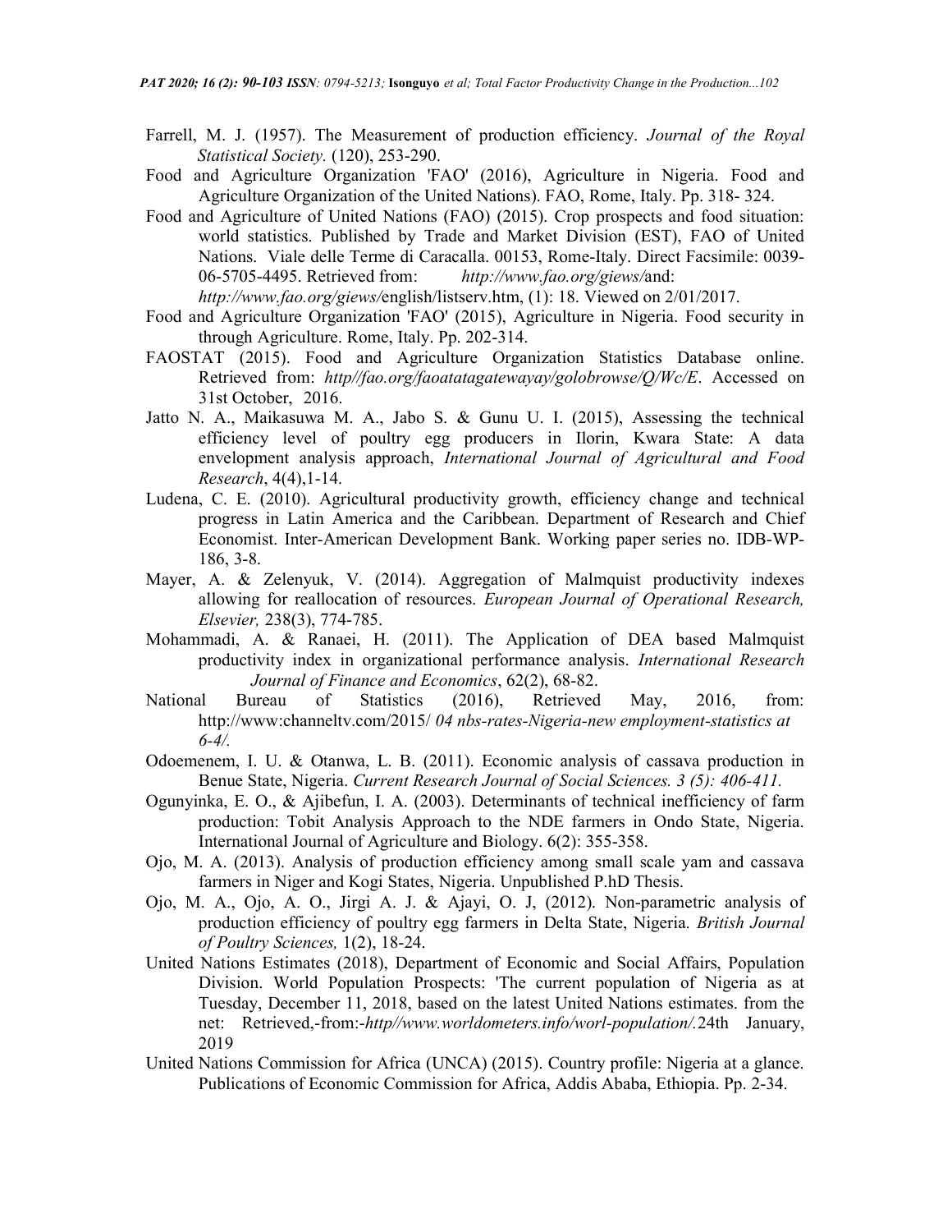Farrell, M. J. (1957). The Measurement of production efficiency. *Journal of the Royal Statistical Society.* (120), 253-290.

Food and Agriculture Organization 'FAO' (2016), Agriculture in Nigeria. Food and Agriculture Organization of the United Nations). FAO, Rome, Italy. Pp. 318- 324.

Food and Agriculture of United Nations (FAO) (2015). Crop prospects and food situation: world statistics. Published by Trade and Market Division (EST), FAO of United Nations. Viale delle Terme di Caracalla. 00153, Rome-Italy. Direct Facsimile: 0039-06-5705-4495. Retrieved from: *http://www.fao.org/giews/*and: *http://www.fao.org/giews/*english/listserv.htm, (1): 18. Viewed on 2/01/2017.

Food and Agriculture Organization 'FAO' (2015), Agriculture in Nigeria. Food security in through Agriculture. Rome, Italy. Pp. 202-314.

FAOSTAT (2015). Food and Agriculture Organization Statistics Database online. Retrieved from: *http//fao.org/faoatatagatewayay/golobrowse/Q/Wc/E*. Accessed on 31st October, 2016.

Jatto N. A., Maikasuwa M. A., Jabo S. & Gunu U. I. (2015), Assessing the technical efficiency level of poultry egg producers in Ilorin, Kwara State: A data envelopment analysis approach, *International Journal of Agricultural and Food Research*, 4(4),1-14.

Ludena, C. E. (2010). Agricultural productivity growth, efficiency change and technical progress in Latin America and the Caribbean. Department of Research and Chief Economist. Inter-American Development Bank. Working paper series no. IDB-WP-186, 3-8.

Mayer, A. & Zelenyuk, V. (2014). Aggregation of Malmquist productivity indexes allowing for reallocation of resources. *European Journal of Operational Research, Elsevier,* 238(3), 774-785.

Mohammadi, A. & Ranaei, H. (2011). The Application of DEA based Malmquist productivity index in organizational performance analysis. *International Research Journal of Finance and Economics*, 62(2), 68-82.

National Bureau of Statistics (2016), Retrieved May, 2016, from: http://www:channeltv.com/2015/ *04 nbs-rates-Nigeria-new employment-statistics at 6-4/.*

Odoemenem, I. U. & Otanwa, L. B. (2011). Economic analysis of cassava production in Benue State, Nigeria. *Current Research Journal of Social Sciences. 3 (5): 406-411.*

Ogunyinka, E. O., & Ajibefun, I. A. (2003). Determinants of technical inefficiency of farm production: Tobit Analysis Approach to the NDE farmers in Ondo State, Nigeria. International Journal of Agriculture and Biology. 6(2): 355-358.

Ojo, M. A. (2013). Analysis of production efficiency among small scale yam and cassava farmers in Niger and Kogi States, Nigeria. Unpublished P.hD Thesis.

Ojo, M. A., Ojo, A. O., Jirgi A. J. & Ajayi, O. J, (2012). Non-parametric analysis of production efficiency of poultry egg farmers in Delta State, Nigeria. *British Journal of Poultry Sciences,* 1(2), 18-24.

United Nations Estimates (2018), Department of Economic and Social Affairs, Population Division. World Population Prospects: 'The current population of Nigeria as at Tuesday, December 11, 2018, based on the latest United Nations estimates. from the net: Retrieved,-from:-*http//www.worldometers.info/worl-population/.*24th January, 2019

United Nations Commission for Africa (UNCA) (2015). Country profile: Nigeria at a glance. Publications of Economic Commission for Africa, Addis Ababa, Ethiopia. Pp. 2-34.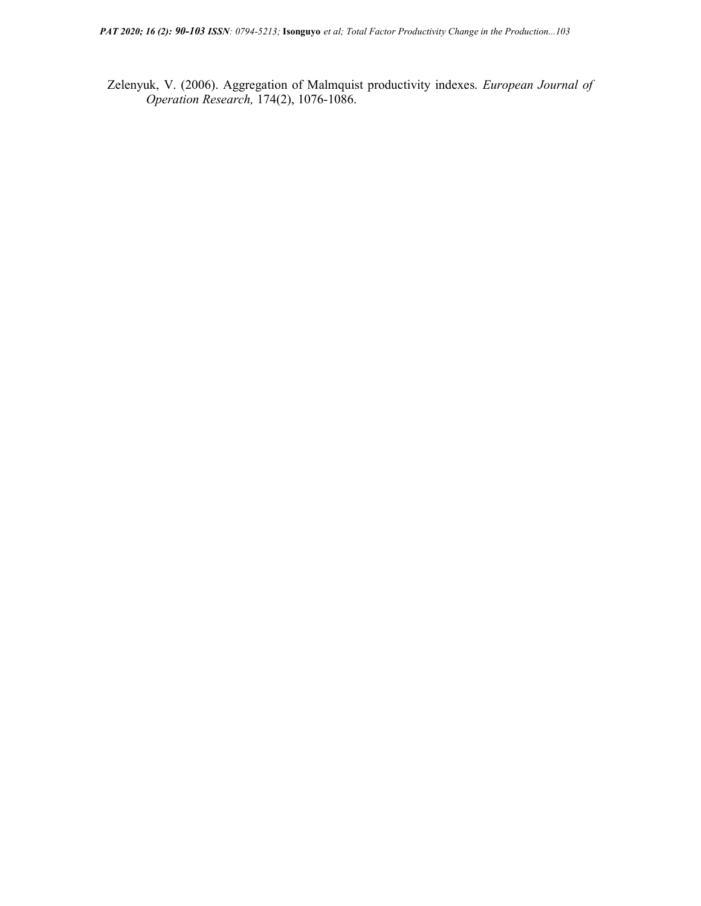Zelenyuk, V. (2006). Aggregation of Malmquist productivity indexes. *European Journal of Operation Research,* 174(2), 1076-1086.